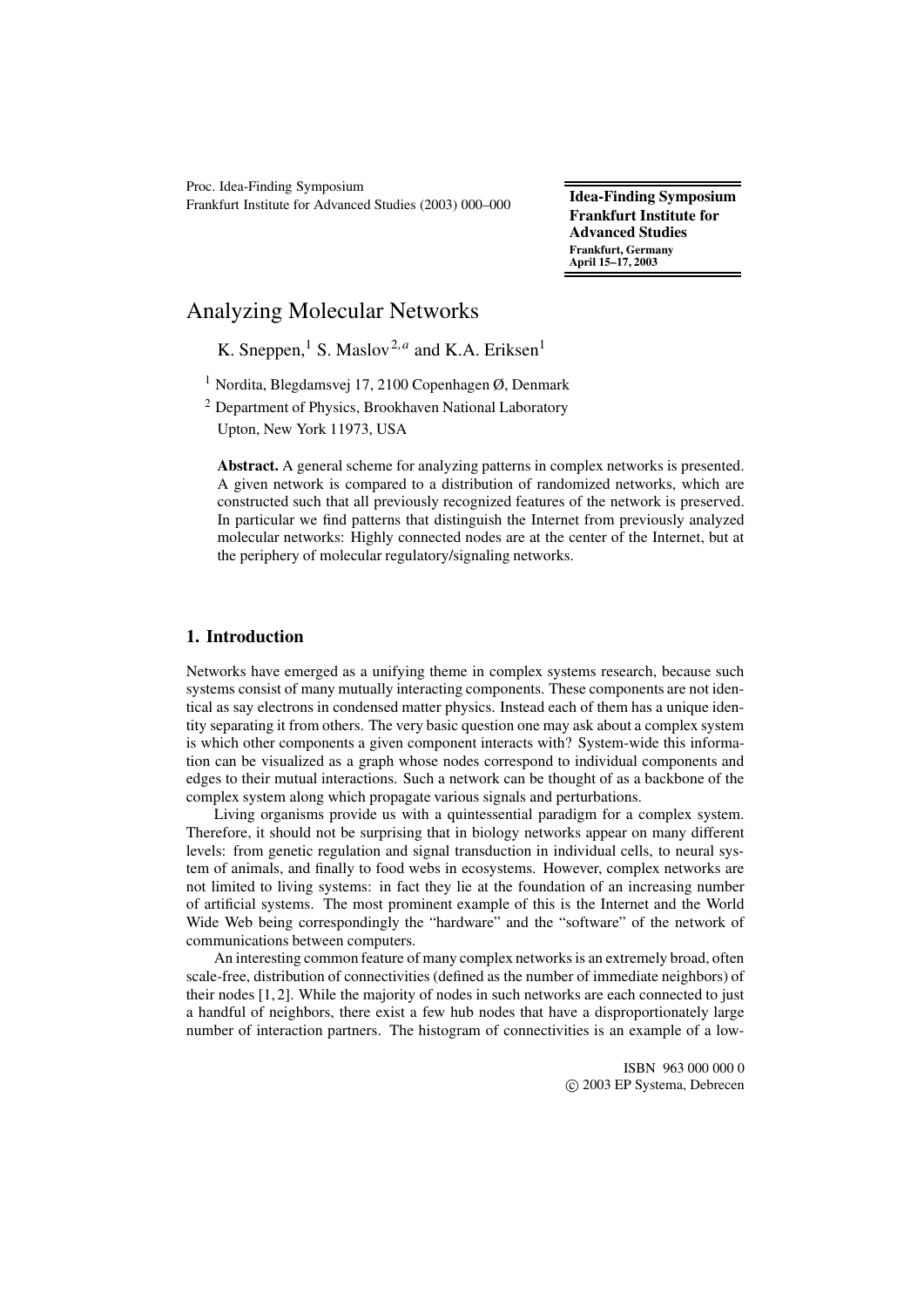# Analyzing Molecular Networks

K. Sneppen,[1] S. Maslov[2,a] and K.A. Eriksen[1]

[1] Nordita, Blegdamsvej 17, 2100 Copenhagen Ø, Denmark

[2] Department of Physics, Brookhaven National Laboratory
Upton, New York 11973, USA

**Abstract.** A general scheme for analyzing patterns in complex networks is presented. A given network is compared to a distribution of randomized networks, which are constructed such that all previously recognized features of the network is preserved. In particular we find patterns that distinguish the Internet from previously analyzed molecular networks: Highly connected nodes are at the center of the Internet, but at the periphery of molecular regulatory/signaling networks.

## 1. Introduction

Networks have emerged as a unifying theme in complex systems research, because such systems consist of many mutually interacting components. These components are not identical as say electrons in condensed matter physics. Instead each of them has a unique identity separating it from others. The very basic question one may ask about a complex system is which other components a given component interacts with? System-wide this information can be visualized as a graph whose nodes correspond to individual components and edges to their mutual interactions. Such a network can be thought of as a backbone of the complex system along which propagate various signals and perturbations.

Living organisms provide us with a quintessential paradigm for a complex system. Therefore, it should not be surprising that in biology networks appear on many different levels: from genetic regulation and signal transduction in individual cells, to neural system of animals, and finally to food webs in ecosystems. However, complex networks are not limited to living systems: in fact they lie at the foundation of an increasing number of artificial systems. The most prominent example of this is the Internet and the World Wide Web being correspondingly the "hardware" and the "software" of the network of communications between computers.

An interesting common feature of many complex networks is an extremely broad, often scale-free, distribution of connectivities (defined as the number of immediate neighbors) of their nodes [1, 2]. While the majority of nodes in such networks are each connected to just a handful of neighbors, there exist a few hub nodes that have a disproportionately large number of interaction partners. The histogram of connectivities is an example of a low-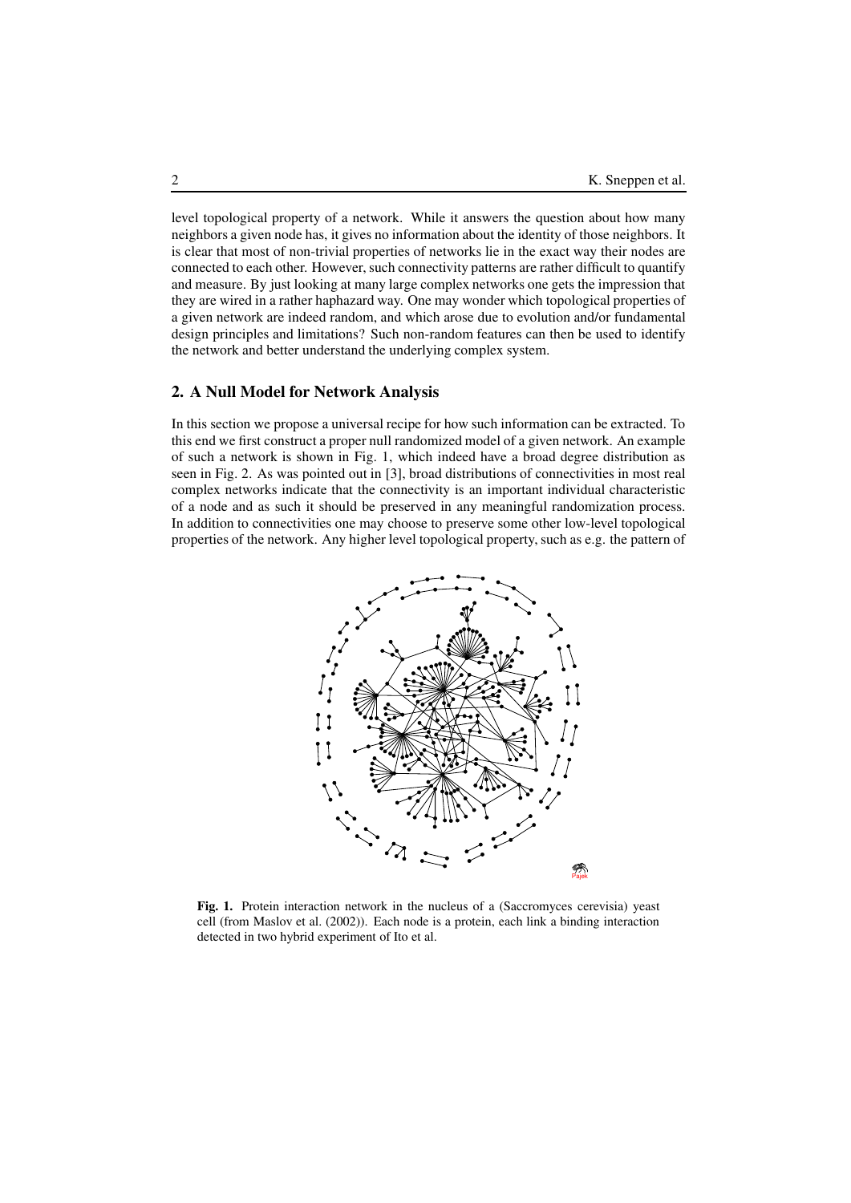level topological property of a network. While it answers the question about how many neighbors a given node has, it gives no information about the identity of those neighbors. It is clear that most of non-trivial properties of networks lie in the exact way their nodes are connected to each other. However, such connectivity patterns are rather difficult to quantify and measure. By just looking at many large complex networks one gets the impression that they are wired in a rather haphazard way. One may wonder which topological properties of a given network are indeed random, and which arose due to evolution and/or fundamental design principles and limitations? Such non-random features can then be used to identify the network and better understand the underlying complex system.

## 2. A Null Model for Network Analysis

In this section we propose a universal recipe for how such information can be extracted. To this end we first construct a proper null randomized model of a given network. An example of such a network is shown in Fig. 1, which indeed have a broad degree distribution as seen in Fig. 2. As was pointed out in [3], broad distributions of connectivities in most real complex networks indicate that the connectivity is an important individual characteristic of a node and as such it should be preserved in any meaningful randomization process. In addition to connectivities one may choose to preserve some other low-level topological properties of the network. Any higher level topological property, such as e.g. the pattern of

**Fig. 1.** Protein interaction network in the nucleus of a (Saccromyces cerevisia) yeast cell (from Maslov et al. (2002)). Each node is a protein, each link a binding interaction detected in two hybrid experiment of Ito et al.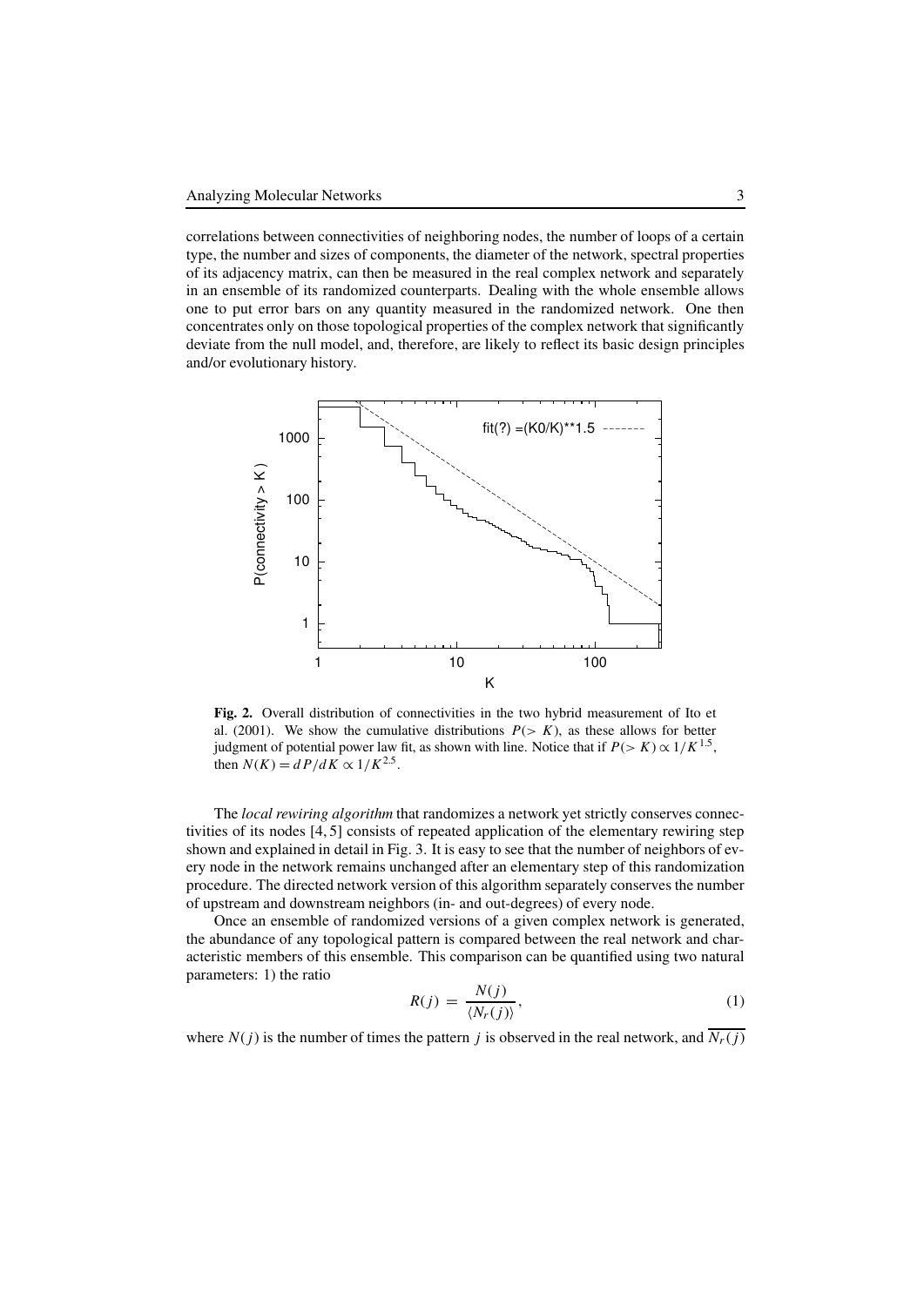correlations between connectivities of neighboring nodes, the number of loops of a certain type, the number and sizes of components, the diameter of the network, spectral properties of its adjacency matrix, can then be measured in the real complex network and separately in an ensemble of its randomized counterparts. Dealing with the whole ensemble allows one to put error bars on any quantity measured in the randomized network. One then concentrates only on those topological properties of the complex network that significantly deviate from the null model, and, therefore, are likely to reflect its basic design principles and/or evolutionary history.

**Fig. 2.** Overall distribution of connectivities in the two hybrid measurement of Ito et al. (2001). We show the cumulative distributions $P(>K)$, as these allows for better judgment of potential power law fit, as shown with line. Notice that if $P(>K) \propto 1/K^{1.5}$, then $N(K) = dP/dK \propto 1/K^{2.5}$.

The *local rewiring algorithm* that randomizes a network yet strictly conserves connectivities of its nodes [4, 5] consists of repeated application of the elementary rewiring step shown and explained in detail in Fig. 3. It is easy to see that the number of neighbors of every node in the network remains unchanged after an elementary step of this randomization procedure. The directed network version of this algorithm separately conserves the number of upstream and downstream neighbors (in- and out-degrees) of every node.

Once an ensemble of randomized versions of a given complex network is generated, the abundance of any topological pattern is compared between the real network and characteristic members of this ensemble. This comparison can be quantified using two natural parameters: 1) the ratio

$$R(j) = \frac{N(j)}{\langle N_r(j) \rangle}, \tag{1}$$

where $N(j)$ is the number of times the pattern $j$ is observed in the real network, and $\overline{N_r(j)}$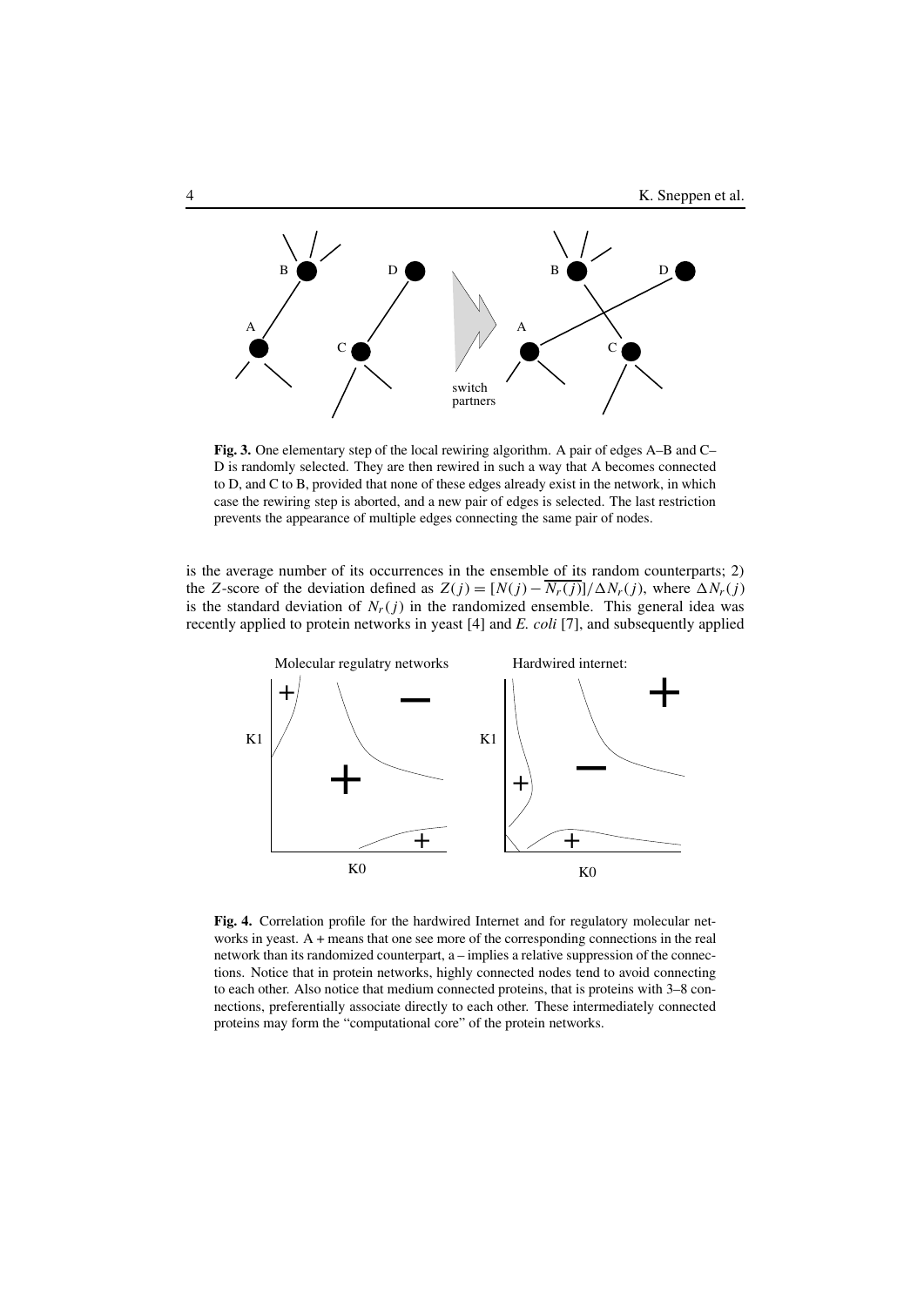**Fig. 3.** One elementary step of the local rewiring algorithm. A pair of edges A–B and C–D is randomly selected. They are then rewired in such a way that A becomes connected to D, and C to B, provided that none of these edges already exist in the network, in which case the rewiring step is aborted, and a new pair of edges is selected. The last restriction prevents the appearance of multiple edges connecting the same pair of nodes.

is the average number of its occurrences in the ensemble of its random counterparts; 2) the $Z$-score of the deviation defined as $Z(j) = [N(j) - \overline{N_r(j)}]/\Delta N_r(j)$, where $\Delta N_r(j)$ is the standard deviation of $N_r(j)$ in the randomized ensemble. This general idea was recently applied to protein networks in yeast [4] and *E. coli* [7], and subsequently applied

**Fig. 4.** Correlation profile for the hardwired Internet and for regulatory molecular networks in yeast. A + means that one see more of the corresponding connections in the real network than its randomized counterpart, a – implies a relative suppression of the connections. Notice that in protein networks, highly connected nodes tend to avoid connecting to each other. Also notice that medium connected proteins, that is proteins with 3–8 connections, preferentially associate directly to each other. These intermediately connected proteins may form the "computational core" of the protein networks.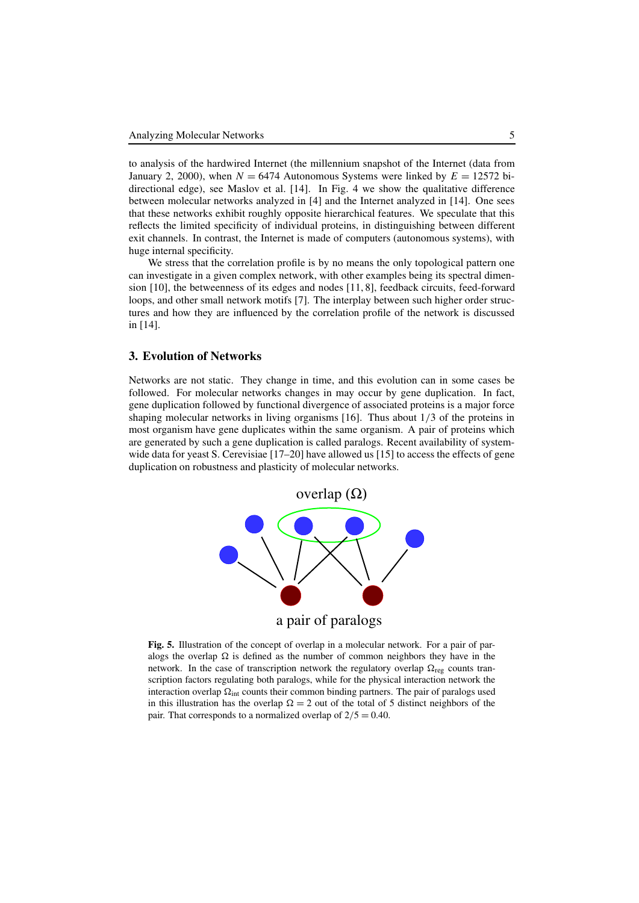to analysis of the hardwired Internet (the millennium snapshot of the Internet (data from January 2, 2000), when $N = 6474$ Autonomous Systems were linked by $E = 12572$ bi-directional edge), see Maslov et al. [14]. In Fig. 4 we show the qualitative difference between molecular networks analyzed in [4] and the Internet analyzed in [14]. One sees that these networks exhibit roughly opposite hierarchical features. We speculate that this reflects the limited specificity of individual proteins, in distinguishing between different exit channels. In contrast, the Internet is made of computers (autonomous systems), with huge internal specificity.

We stress that the correlation profile is by no means the only topological pattern one can investigate in a given complex network, with other examples being its spectral dimension [10], the betweenness of its edges and nodes [11, 8], feedback circuits, feed-forward loops, and other small network motifs [7]. The interplay between such higher order structures and how they are influenced by the correlation profile of the network is discussed in [14].

## 3. Evolution of Networks

Networks are not static. They change in time, and this evolution can in some cases be followed. For molecular networks changes in may occur by gene duplication. In fact, gene duplication followed by functional divergence of associated proteins is a major force shaping molecular networks in living organisms [16]. Thus about 1/3 of the proteins in most organism have gene duplicates within the same organism. A pair of proteins which are generated by such a gene duplication is called paralogs. Recent availability of system-wide data for yeast S. Cerevisiae [17–20] have allowed us [15] to access the effects of gene duplication on robustness and plasticity of molecular networks.

**Fig. 5.** Illustration of the concept of overlap in a molecular network. For a pair of paralogs the overlap $\Omega$ is defined as the number of common neighbors they have in the network. In the case of transcription network the regulatory overlap $\Omega_{\text{reg}}$ counts transcription factors regulating both paralogs, while for the physical interaction network the interaction overlap $\Omega_{\text{int}}$ counts their common binding partners. The pair of paralogs used in this illustration has the overlap $\Omega = 2$ out of the total of 5 distinct neighbors of the pair. That corresponds to a normalized overlap of $2/5 = 0.40$.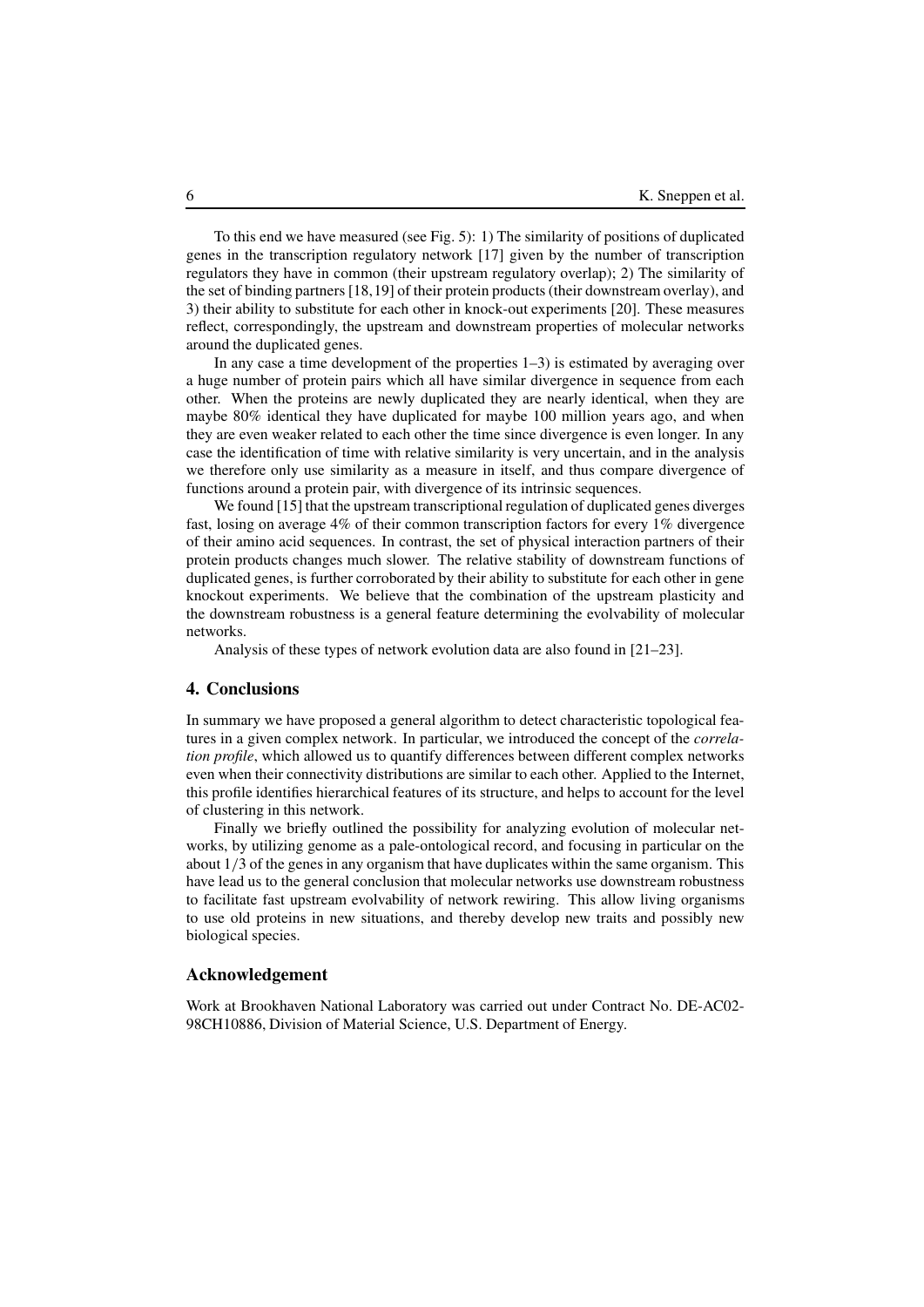To this end we have measured (see Fig. 5): 1) The similarity of positions of duplicated genes in the transcription regulatory network [17] given by the number of transcription regulators they have in common (their upstream regulatory overlap); 2) The similarity of the set of binding partners [18,19] of their protein products (their downstream overlay), and 3) their ability to substitute for each other in knock-out experiments [20]. These measures reflect, correspondingly, the upstream and downstream properties of molecular networks around the duplicated genes.

In any case a time development of the properties 1–3) is estimated by averaging over a huge number of protein pairs which all have similar divergence in sequence from each other. When the proteins are newly duplicated they are nearly identical, when they are maybe 80% identical they have duplicated for maybe 100 million years ago, and when they are even weaker related to each other the time since divergence is even longer. In any case the identification of time with relative similarity is very uncertain, and in the analysis we therefore only use similarity as a measure in itself, and thus compare divergence of functions around a protein pair, with divergence of its intrinsic sequences.

We found [15] that the upstream transcriptional regulation of duplicated genes diverges fast, losing on average 4% of their common transcription factors for every 1% divergence of their amino acid sequences. In contrast, the set of physical interaction partners of their protein products changes much slower. The relative stability of downstream functions of duplicated genes, is further corroborated by their ability to substitute for each other in gene knockout experiments. We believe that the combination of the upstream plasticity and the downstream robustness is a general feature determining the evolvability of molecular networks.

Analysis of these types of network evolution data are also found in [21–23].

## 4. Conclusions

In summary we have proposed a general algorithm to detect characteristic topological features in a given complex network. In particular, we introduced the concept of the *correlation profile*, which allowed us to quantify differences between different complex networks even when their connectivity distributions are similar to each other. Applied to the Internet, this profile identifies hierarchical features of its structure, and helps to account for the level of clustering in this network.

Finally we briefly outlined the possibility for analyzing evolution of molecular networks, by utilizing genome as a pale-ontological record, and focusing in particular on the about $1/3$ of the genes in any organism that have duplicates within the same organism. This have lead us to the general conclusion that molecular networks use downstream robustness to facilitate fast upstream evolvability of network rewiring. This allow living organisms to use old proteins in new situations, and thereby develop new traits and possibly new biological species.

## Acknowledgement

Work at Brookhaven National Laboratory was carried out under Contract No. DE-AC02-98CH10886, Division of Material Science, U.S. Department of Energy.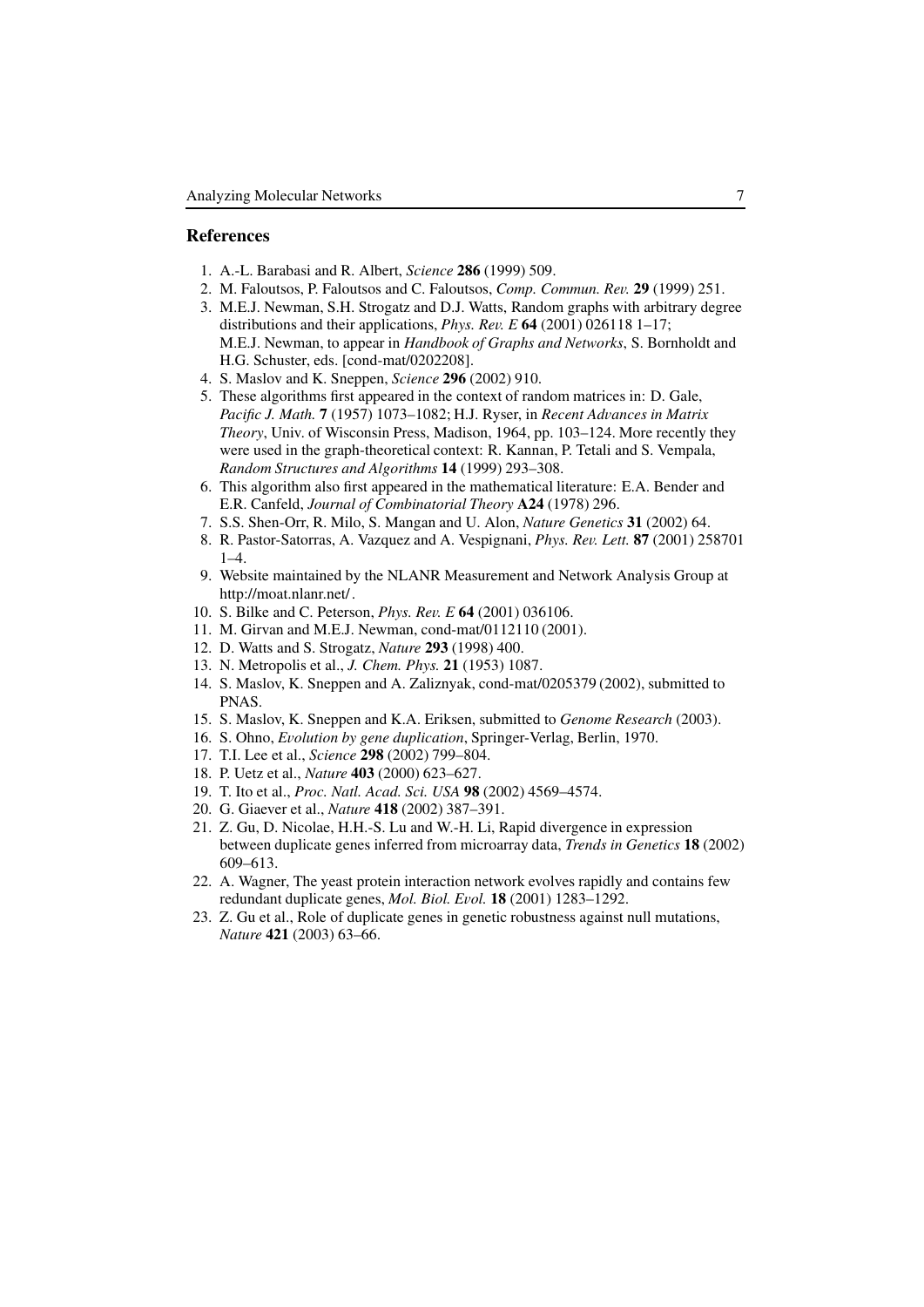## References

1. A.-L. Barabasi and R. Albert, *Science* **286** (1999) 509.
2. M. Faloutsos, P. Faloutsos and C. Faloutsos, *Comp. Commun. Rev.* **29** (1999) 251.
3. M.E.J. Newman, S.H. Strogatz and D.J. Watts, Random graphs with arbitrary degree distributions and their applications, *Phys. Rev. E* **64** (2001) 026118 1–17; M.E.J. Newman, to appear in *Handbook of Graphs and Networks*, S. Bornholdt and H.G. Schuster, eds. [cond-mat/0202208].
4. S. Maslov and K. Sneppen, *Science* **296** (2002) 910.
5. These algorithms first appeared in the context of random matrices in: D. Gale, *Pacific J. Math.* **7** (1957) 1073–1082; H.J. Ryser, in *Recent Advances in Matrix Theory*, Univ. of Wisconsin Press, Madison, 1964, pp. 103–124. More recently they were used in the graph-theoretical context: R. Kannan, P. Tetali and S. Vempala, *Random Structures and Algorithms* **14** (1999) 293–308.
6. This algorithm also first appeared in the mathematical literature: E.A. Bender and E.R. Canfeld, *Journal of Combinatorial Theory* **A24** (1978) 296.
7. S.S. Shen-Orr, R. Milo, S. Mangan and U. Alon, *Nature Genetics* **31** (2002) 64.
8. R. Pastor-Satorras, A. Vazquez and A. Vespignani, *Phys. Rev. Lett.* **87** (2001) 258701 1–4.
9. Website maintained by the NLANR Measurement and Network Analysis Group at http://moat.nlanr.net/ .
10. S. Bilke and C. Peterson, *Phys. Rev. E* **64** (2001) 036106.
11. M. Girvan and M.E.J. Newman, cond-mat/0112110 (2001).
12. D. Watts and S. Strogatz, *Nature* **293** (1998) 400.
13. N. Metropolis et al., *J. Chem. Phys.* **21** (1953) 1087.
14. S. Maslov, K. Sneppen and A. Zaliznyak, cond-mat/0205379 (2002), submitted to PNAS.
15. S. Maslov, K. Sneppen and K.A. Eriksen, submitted to *Genome Research* (2003).
16. S. Ohno, *Evolution by gene duplication*, Springer-Verlag, Berlin, 1970.
17. T.I. Lee et al., *Science* **298** (2002) 799–804.
18. P. Uetz et al., *Nature* **403** (2000) 623–627.
19. T. Ito et al., *Proc. Natl. Acad. Sci. USA* **98** (2002) 4569–4574.
20. G. Giaever et al., *Nature* **418** (2002) 387–391.
21. Z. Gu, D. Nicolae, H.H.-S. Lu and W.-H. Li, Rapid divergence in expression between duplicate genes inferred from microarray data, *Trends in Genetics* **18** (2002) 609–613.
22. A. Wagner, The yeast protein interaction network evolves rapidly and contains few redundant duplicate genes, *Mol. Biol. Evol.* **18** (2001) 1283–1292.
23. Z. Gu et al., Role of duplicate genes in genetic robustness against null mutations, *Nature* **421** (2003) 63–66.